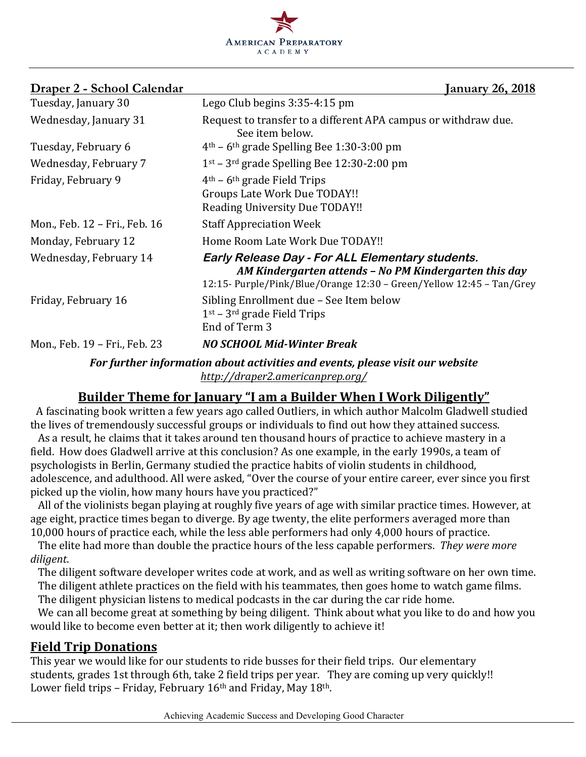AMERICAN PREPARATORY ACADEMY

**Draper 2 - School Calendar** **January 26, 2018**

| | |
|---|---|
| Tuesday, January 30 | Lego Club begins 3:35-4:15 pm |
| Wednesday, January 31 | Request to transfer to a different APA campus or withdraw due. See item below. |
| Tuesday, February 6 | 4th – 6th grade Spelling Bee 1:30-3:00 pm |
| Wednesday, February 7 | 1st – 3rd grade Spelling Bee 12:30-2:00 pm |
| Friday, February 9 | 4th – 6th grade Field Trips<br>Groups Late Work Due TODAY!!<br>Reading University Due TODAY!! |
| Mon., Feb. 12 – Fri., Feb. 16 | Staff Appreciation Week |
| Monday, February 12 | Home Room Late Work Due TODAY!! |
| Wednesday, February 14 | ***Early Release Day - For ALL Elementary students.***<br>***AM Kindergarten attends – No PM Kindergarten this day***<br>12:15- Purple/Pink/Blue/Orange 12:30 – Green/Yellow 12:45 – Tan/Grey |
| Friday, February 16 | Sibling Enrollment due – See Item below<br>1st – 3rd grade Field Trips<br>End of Term 3 |
| Mon., Feb. 19 – Fri., Feb. 23 | ***NO SCHOOL Mid-Winter Break*** |

***For further information about activities and events, please visit our website***
***http://draper2.americanprep.org/***

## Builder Theme for January "I am a Builder When I Work Diligently"

A fascinating book written a few years ago called Outliers, in which author Malcolm Gladwell studied the lives of tremendously successful groups or individuals to find out how they attained success.

As a result, he claims that it takes around ten thousand hours of practice to achieve mastery in a field. How does Gladwell arrive at this conclusion? As one example, in the early 1990s, a team of psychologists in Berlin, Germany studied the practice habits of violin students in childhood, adolescence, and adulthood. All were asked, "Over the course of your entire career, ever since you first picked up the violin, how many hours have you practiced?"

All of the violinists began playing at roughly five years of age with similar practice times. However, at age eight, practice times began to diverge. By age twenty, the elite performers averaged more than 10,000 hours of practice each, while the less able performers had only 4,000 hours of practice.

The elite had more than double the practice hours of the less capable performers. *They were more diligent.*

The diligent software developer writes code at work, and as well as writing software on her own time.
The diligent athlete practices on the field with his teammates, then goes home to watch game films.
The diligent physician listens to medical podcasts in the car during the car ride home.

We can all become great at something by being diligent. Think about what you like to do and how you would like to become even better at it; then work diligently to achieve it!

## Field Trip Donations

This year we would like for our students to ride busses for their field trips. Our elementary students, grades 1st through 6th, take 2 field trips per year. They are coming up very quickly!! Lower field trips – Friday, February 16th and Friday, May 18th.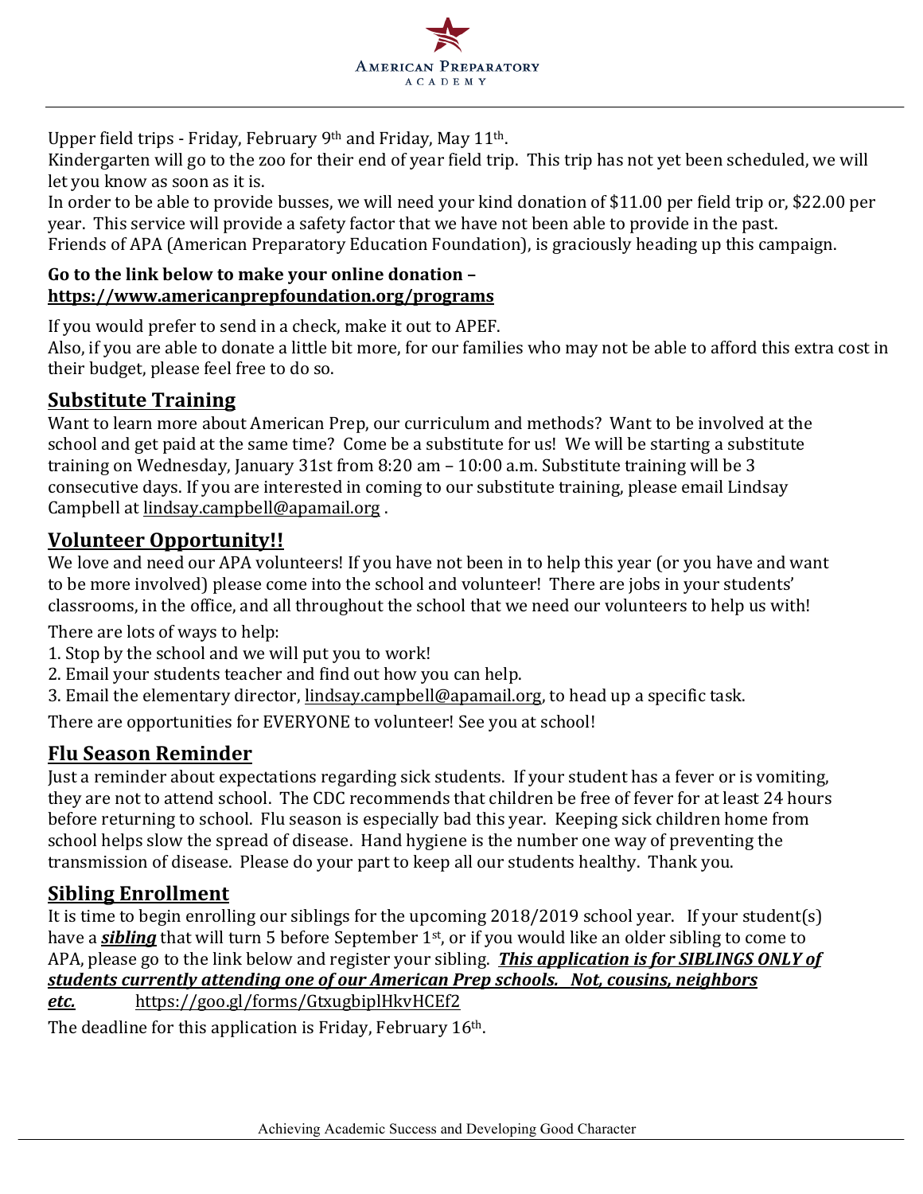Upper field trips - Friday, February 9th and Friday, May 11th.
Kindergarten will go to the zoo for their end of year field trip. This trip has not yet been scheduled, we will let you know as soon as it is.
In order to be able to provide busses, we will need your kind donation of $11.00 per field trip or, $22.00 per year. This service will provide a safety factor that we have not been able to provide in the past.
Friends of APA (American Preparatory Education Foundation), is graciously heading up this campaign.

**Go to the link below to make your online donation –**
**https://www.americanprepfoundation.org/programs**

If you would prefer to send in a check, make it out to APEF.
Also, if you are able to donate a little bit more, for our families who may not be able to afford this extra cost in their budget, please feel free to do so.

## Substitute Training

Want to learn more about American Prep, our curriculum and methods? Want to be involved at the school and get paid at the same time? Come be a substitute for us! We will be starting a substitute training on Wednesday, January 31st from 8:20 am – 10:00 a.m. Substitute training will be 3 consecutive days. If you are interested in coming to our substitute training, please email Lindsay Campbell at lindsay.campbell@apamail.org .

## Volunteer Opportunity!!

We love and need our APA volunteers! If you have not been in to help this year (or you have and want to be more involved) please come into the school and volunteer! There are jobs in your students' classrooms, in the office, and all throughout the school that we need our volunteers to help us with!

There are lots of ways to help:

1. Stop by the school and we will put you to work!
2. Email your students teacher and find out how you can help.
3. Email the elementary director, lindsay.campbell@apamail.org, to head up a specific task.

There are opportunities for EVERYONE to volunteer! See you at school!

## Flu Season Reminder

Just a reminder about expectations regarding sick students. If your student has a fever or is vomiting, they are not to attend school. The CDC recommends that children be free of fever for at least 24 hours before returning to school. Flu season is especially bad this year. Keeping sick children home from school helps slow the spread of disease. Hand hygiene is the number one way of preventing the transmission of disease. Please do your part to keep all our students healthy. Thank you.

## Sibling Enrollment

It is time to begin enrolling our siblings for the upcoming 2018/2019 school year. If your student(s) have a ***sibling*** that will turn 5 before September 1st, or if you would like an older sibling to come to APA, please go to the link below and register your sibling. ***This application is for SIBLINGS ONLY of students currently attending one of our American Prep schools. Not, cousins, neighbors etc.*** https://goo.gl/forms/GtxugbiplHkvHCEf2

The deadline for this application is Friday, February 16th.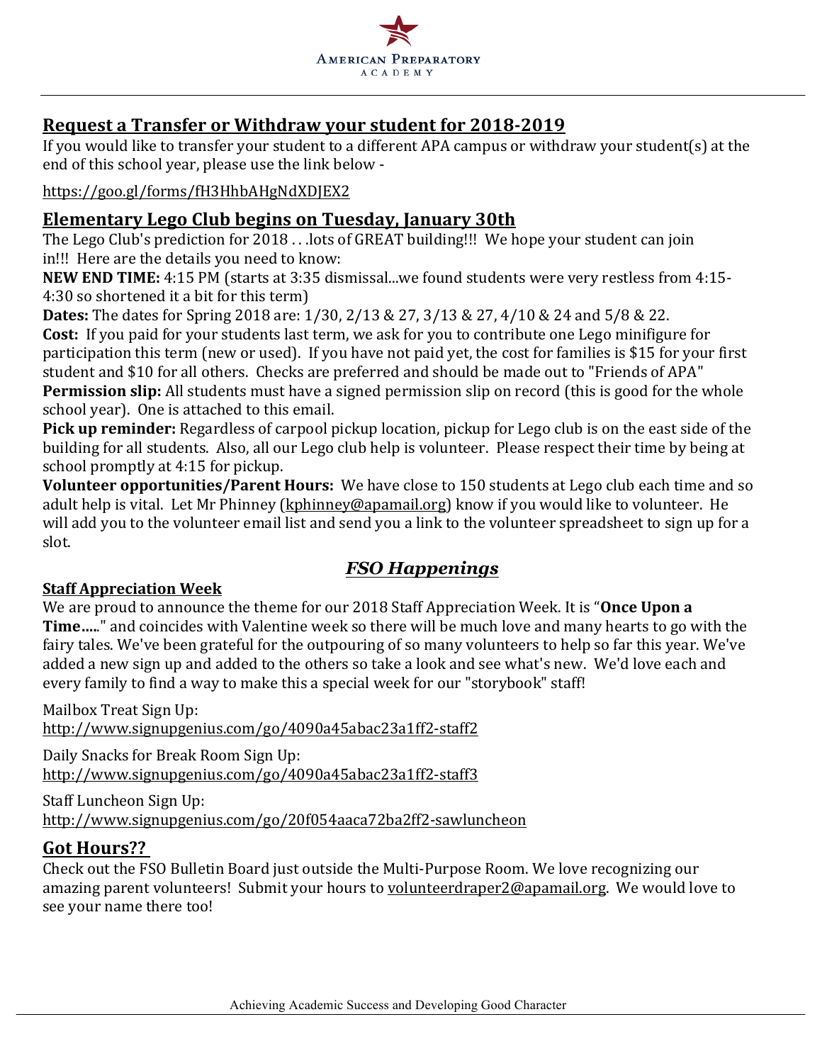## Request a Transfer or Withdraw your student for 2018-2019

If you would like to transfer your student to a different APA campus or withdraw your student(s) at the end of this school year, please use the link below -

https://goo.gl/forms/fH3HhbAHgNdXDJEX2

## Elementary Lego Club begins on Tuesday, January 30th

The Lego Club's prediction for 2018 . . .lots of GREAT building!!! We hope your student can join in!!! Here are the details you need to know:

**NEW END TIME:** 4:15 PM (starts at 3:35 dismissal...we found students were very restless from 4:15-4:30 so shortened it a bit for this term)

**Dates:** The dates for Spring 2018 are: 1/30, 2/13 & 27, 3/13 & 27, 4/10 & 24 and 5/8 & 22.

**Cost:** If you paid for your students last term, we ask for you to contribute one Lego minifigure for participation this term (new or used). If you have not paid yet, the cost for families is $15 for your first student and $10 for all others. Checks are preferred and should be made out to "Friends of APA"

**Permission slip:** All students must have a signed permission slip on record (this is good for the whole school year). One is attached to this email.

**Pick up reminder:** Regardless of carpool pickup location, pickup for Lego club is on the east side of the building for all students. Also, all our Lego club help is volunteer. Please respect their time by being at school promptly at 4:15 for pickup.

**Volunteer opportunities/Parent Hours:** We have close to 150 students at Lego club each time and so adult help is vital. Let Mr Phinney (kphinney@apamail.org) know if you would like to volunteer. He will add you to the volunteer email list and send you a link to the volunteer spreadsheet to sign up for a slot.

## *FSO Happenings*

### Staff Appreciation Week

We are proud to announce the theme for our 2018 Staff Appreciation Week. It is "**Once Upon a Time…..**" and coincides with Valentine week so there will be much love and many hearts to go with the fairy tales. We've been grateful for the outpouring of so many volunteers to help so far this year. We've added a new sign up and added to the others so take a look and see what's new. We'd love each and every family to find a way to make this a special week for our "storybook" staff!

Mailbox Treat Sign Up:
http://www.signupgenius.com/go/4090a45abac23a1ff2-staff2

Daily Snacks for Break Room Sign Up:
http://www.signupgenius.com/go/4090a45abac23a1ff2-staff3

Staff Luncheon Sign Up:
http://www.signupgenius.com/go/20f054aaca72ba2ff2-sawluncheon

## Got Hours??

Check out the FSO Bulletin Board just outside the Multi-Purpose Room. We love recognizing our amazing parent volunteers! Submit your hours to volunteerdraper2@apamail.org. We would love to see your name there too!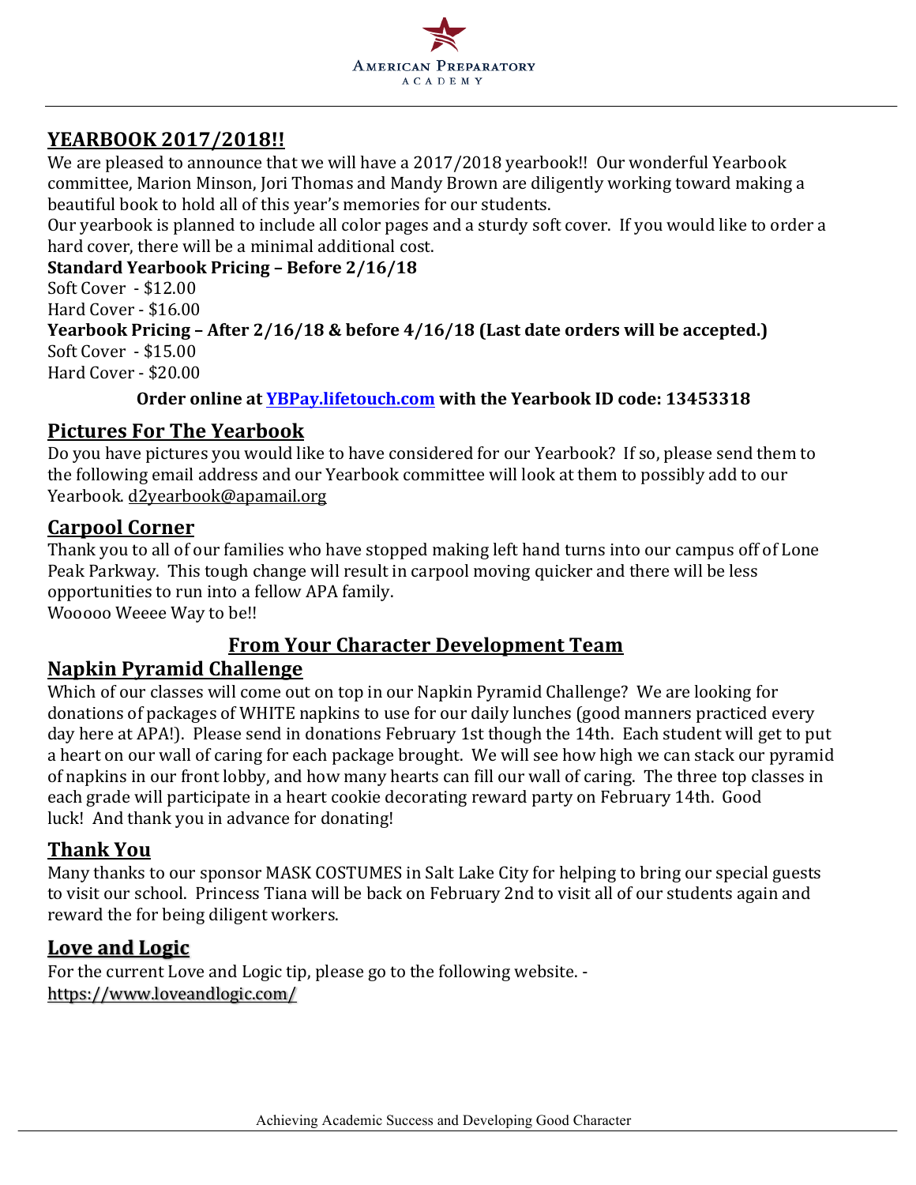## YEARBOOK 2017/2018!!

We are pleased to announce that we will have a 2017/2018 yearbook!! Our wonderful Yearbook committee, Marion Minson, Jori Thomas and Mandy Brown are diligently working toward making a beautiful book to hold all of this year's memories for our students.

Our yearbook is planned to include all color pages and a sturdy soft cover. If you would like to order a hard cover, there will be a minimal additional cost.

**Standard Yearbook Pricing – Before 2/16/18**

Soft Cover - $12.00
Hard Cover - $16.00

**Yearbook Pricing – After 2/16/18 & before 4/16/18 (Last date orders will be accepted.)**

Soft Cover - $15.00
Hard Cover - $20.00

**Order online at YBPay.lifetouch.com with the Yearbook ID code: 13453318**

## Pictures For The Yearbook

Do you have pictures you would like to have considered for our Yearbook? If so, please send them to the following email address and our Yearbook committee will look at them to possibly add to our Yearbook. d2yearbook@apamail.org

## Carpool Corner

Thank you to all of our families who have stopped making left hand turns into our campus off of Lone Peak Parkway. This tough change will result in carpool moving quicker and there will be less opportunities to run into a fellow APA family.

Wooooo Weeee Way to be!!

## From Your Character Development Team

## Napkin Pyramid Challenge

Which of our classes will come out on top in our Napkin Pyramid Challenge? We are looking for donations of packages of WHITE napkins to use for our daily lunches (good manners practiced every day here at APA!). Please send in donations February 1st though the 14th. Each student will get to put a heart on our wall of caring for each package brought. We will see how high we can stack our pyramid of napkins in our front lobby, and how many hearts can fill our wall of caring. The three top classes in each grade will participate in a heart cookie decorating reward party on February 14th. Good luck! And thank you in advance for donating!

## Thank You

Many thanks to our sponsor MASK COSTUMES in Salt Lake City for helping to bring our special guests to visit our school. Princess Tiana will be back on February 2nd to visit all of our students again and reward the for being diligent workers.

## Love and Logic

For the current Love and Logic tip, please go to the following website. - https://www.loveandlogic.com/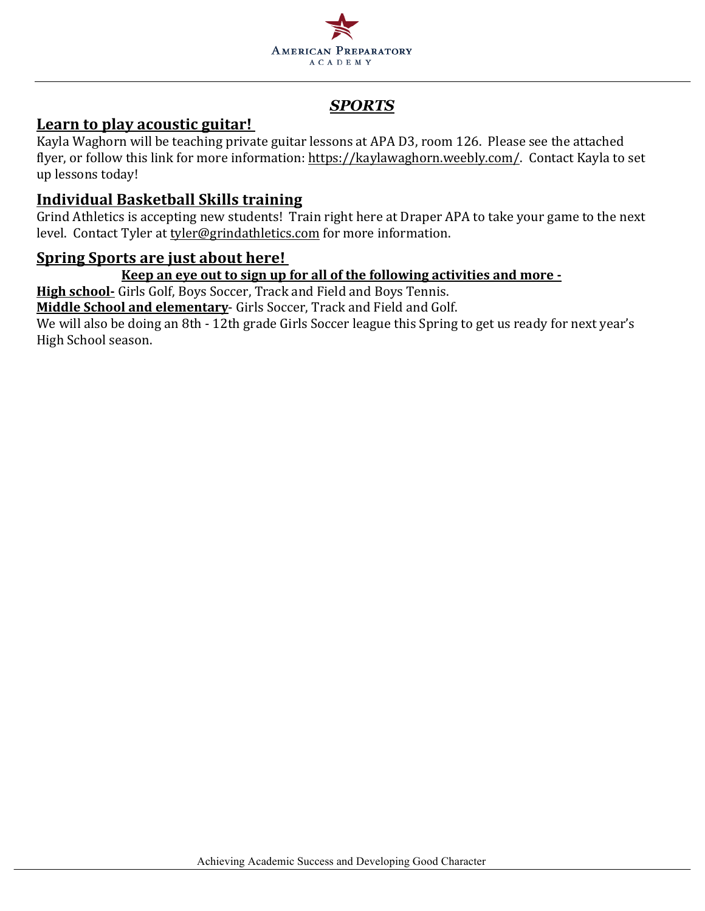# *SPORTS*

## Learn to play acoustic guitar!

Kayla Waghorn will be teaching private guitar lessons at APA D3, room 126. Please see the attached flyer, or follow this link for more information: https://kaylawaghorn.weebly.com/. Contact Kayla to set up lessons today!

## Individual Basketball Skills training

Grind Athletics is accepting new students! Train right here at Draper APA to take your game to the next level. Contact Tyler at tyler@grindathletics.com for more information.

## Spring Sports are just about here!

**Keep an eye out to sign up for all of the following activities and more -**

**High school-** Girls Golf, Boys Soccer, Track and Field and Boys Tennis.

**Middle School and elementary**- Girls Soccer, Track and Field and Golf.

We will also be doing an 8th - 12th grade Girls Soccer league this Spring to get us ready for next year's High School season.